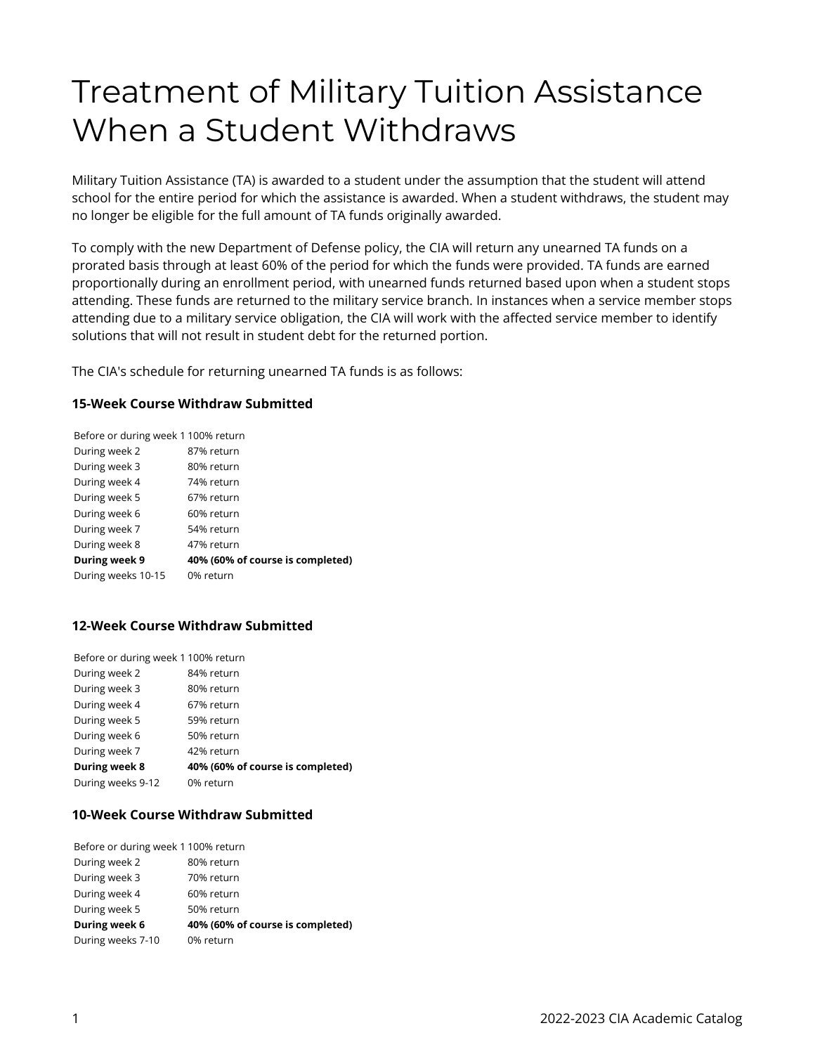# Treatment of Military Tuition Assistance When a Student Withdraws

Military Tuition Assistance (TA) is awarded to a student under the assumption that the student will attend school for the entire period for which the assistance is awarded. When a student withdraws, the student may no longer be eligible for the full amount of TA funds originally awarded.

To comply with the new Department of Defense policy, the CIA will return any unearned TA funds on a prorated basis through at least 60% of the period for which the funds were provided. TA funds are earned proportionally during an enrollment period, with unearned funds returned based upon when a student stops attending. These funds are returned to the military service branch. In instances when a service member stops attending due to a military service obligation, the CIA will work with the affected service member to identify solutions that will not result in student debt for the returned portion.

The CIA's schedule for returning unearned TA funds is as follows:

**15-Week Course Withdraw Submitted**

| | |
|---|---|
| Before or during week 1 | 100% return |
| During week 2 | 87% return |
| During week 3 | 80% return |
| During week 4 | 74% return |
| During week 5 | 67% return |
| During week 6 | 60% return |
| During week 7 | 54% return |
| During week 8 | 47% return |
| **During week 9** | **40% (60% of course is completed)** |
| During weeks 10-15 | 0% return |

**12-Week Course Withdraw Submitted**

| | |
|---|---|
| Before or during week 1 | 100% return |
| During week 2 | 84% return |
| During week 3 | 80% return |
| During week 4 | 67% return |
| During week 5 | 59% return |
| During week 6 | 50% return |
| During week 7 | 42% return |
| **During week 8** | **40% (60% of course is completed)** |
| During weeks 9-12 | 0% return |

**10-Week Course Withdraw Submitted**

| | |
|---|---|
| Before or during week 1 | 100% return |
| During week 2 | 80% return |
| During week 3 | 70% return |
| During week 4 | 60% return |
| During week 5 | 50% return |
| **During week 6** | **40% (60% of course is completed)** |
| During weeks 7-10 | 0% return |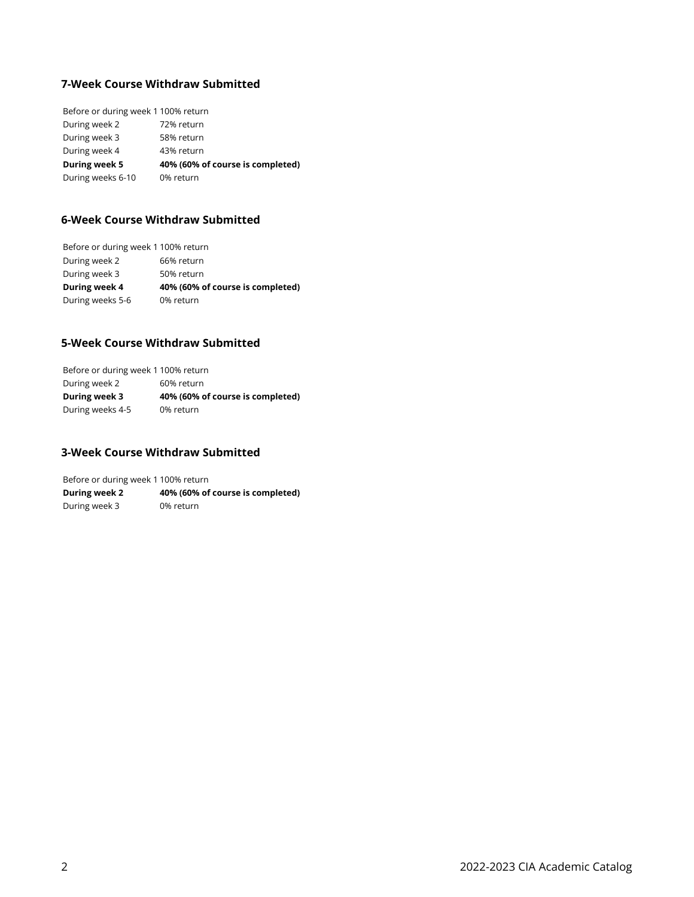### 7-Week Course Withdraw Submitted

| | |
|---|---|
| Before or during week 1 | 100% return |
| During week 2 | 72% return |
| During week 3 | 58% return |
| During week 4 | 43% return |
| **During week 5** | **40% (60% of course is completed)** |
| During weeks 6-10 | 0% return |

### 6-Week Course Withdraw Submitted

| | |
|---|---|
| Before or during week 1 | 100% return |
| During week 2 | 66% return |
| During week 3 | 50% return |
| **During week 4** | **40% (60% of course is completed)** |
| During weeks 5-6 | 0% return |

### 5-Week Course Withdraw Submitted

| | |
|---|---|
| Before or during week 1 | 100% return |
| During week 2 | 60% return |
| **During week 3** | **40% (60% of course is completed)** |
| During weeks 4-5 | 0% return |

### 3-Week Course Withdraw Submitted

| | |
|---|---|
| Before or during week 1 | 100% return |
| **During week 2** | **40% (60% of course is completed)** |
| During week 3 | 0% return |